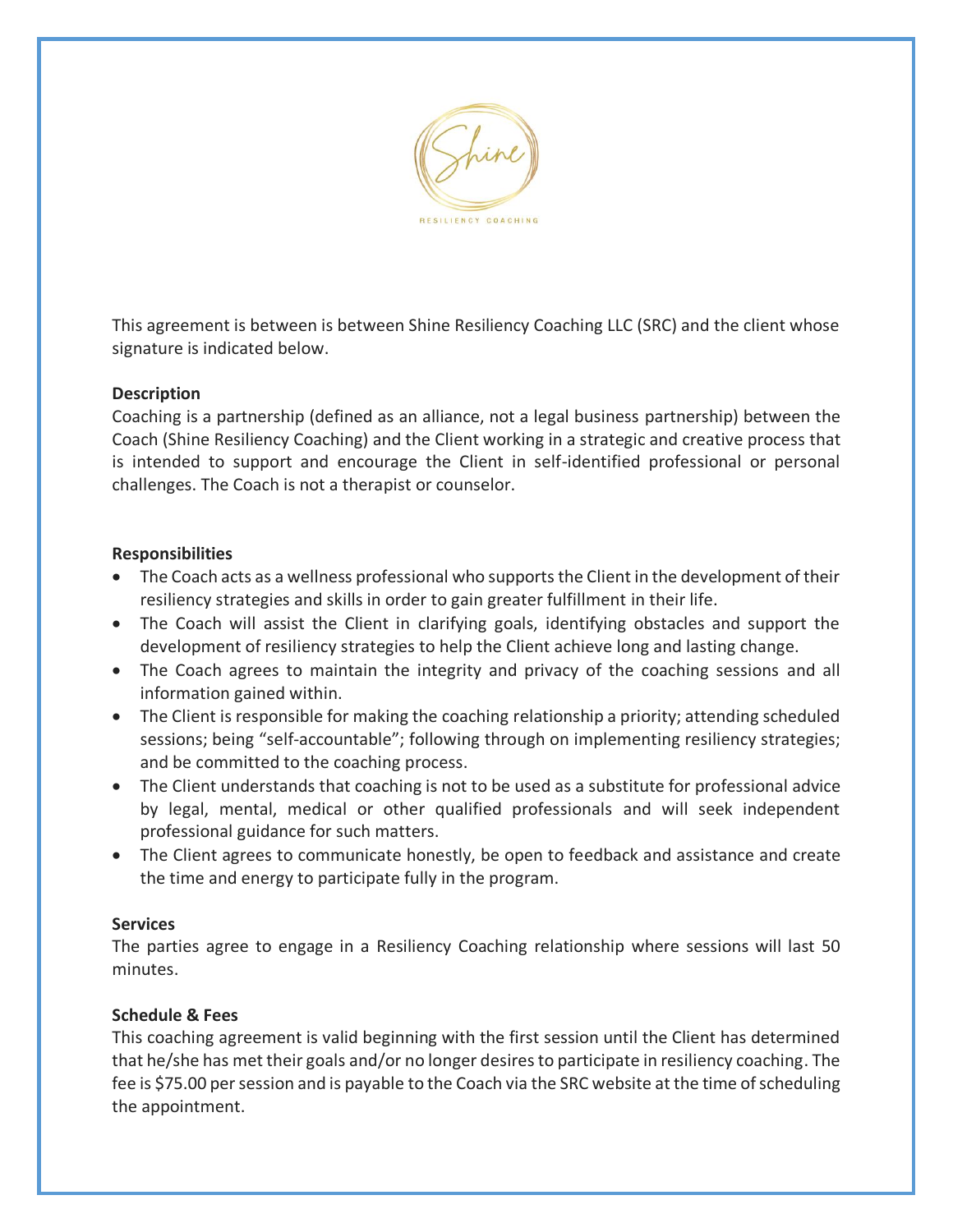This agreement is between is between Shine Resiliency Coaching LLC (SRC) and the client whose signature is indicated below.

**Description**

Coaching is a partnership (defined as an alliance, not a legal business partnership) between the Coach (Shine Resiliency Coaching) and the Client working in a strategic and creative process that is intended to support and encourage the Client in self-identified professional or personal challenges. The Coach is not a therapist or counselor.

**Responsibilities**

- The Coach acts as a wellness professional who supports the Client in the development of their resiliency strategies and skills in order to gain greater fulfillment in their life.
- The Coach will assist the Client in clarifying goals, identifying obstacles and support the development of resiliency strategies to help the Client achieve long and lasting change.
- The Coach agrees to maintain the integrity and privacy of the coaching sessions and all information gained within.
- The Client is responsible for making the coaching relationship a priority; attending scheduled sessions; being "self-accountable"; following through on implementing resiliency strategies; and be committed to the coaching process.
- The Client understands that coaching is not to be used as a substitute for professional advice by legal, mental, medical or other qualified professionals and will seek independent professional guidance for such matters.
- The Client agrees to communicate honestly, be open to feedback and assistance and create the time and energy to participate fully in the program.

**Services**

The parties agree to engage in a Resiliency Coaching relationship where sessions will last 50 minutes.

**Schedule & Fees**

This coaching agreement is valid beginning with the first session until the Client has determined that he/she has met their goals and/or no longer desires to participate in resiliency coaching. The fee is $75.00 per session and is payable to the Coach via the SRC website at the time of scheduling the appointment.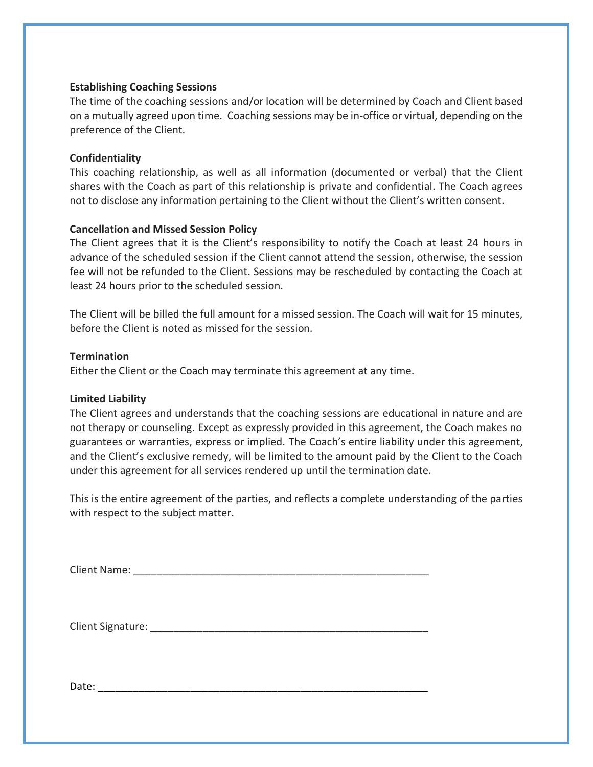**Establishing Coaching Sessions**

The time of the coaching sessions and/or location will be determined by Coach and Client based on a mutually agreed upon time. Coaching sessions may be in-office or virtual, depending on the preference of the Client.

**Confidentiality**

This coaching relationship, as well as all information (documented or verbal) that the Client shares with the Coach as part of this relationship is private and confidential. The Coach agrees not to disclose any information pertaining to the Client without the Client's written consent.

**Cancellation and Missed Session Policy**

The Client agrees that it is the Client's responsibility to notify the Coach at least 24 hours in advance of the scheduled session if the Client cannot attend the session, otherwise, the session fee will not be refunded to the Client. Sessions may be rescheduled by contacting the Coach at least 24 hours prior to the scheduled session.

The Client will be billed the full amount for a missed session. The Coach will wait for 15 minutes, before the Client is noted as missed for the session.

**Termination**

Either the Client or the Coach may terminate this agreement at any time.

**Limited Liability**

The Client agrees and understands that the coaching sessions are educational in nature and are not therapy or counseling. Except as expressly provided in this agreement, the Coach makes no guarantees or warranties, express or implied. The Coach's entire liability under this agreement, and the Client's exclusive remedy, will be limited to the amount paid by the Client to the Coach under this agreement for all services rendered up until the termination date.

This is the entire agreement of the parties, and reflects a complete understanding of the parties with respect to the subject matter.

Client Name: _____________________________________________________

Client Signature: __________________________________________________

Date: ____________________________________________________________